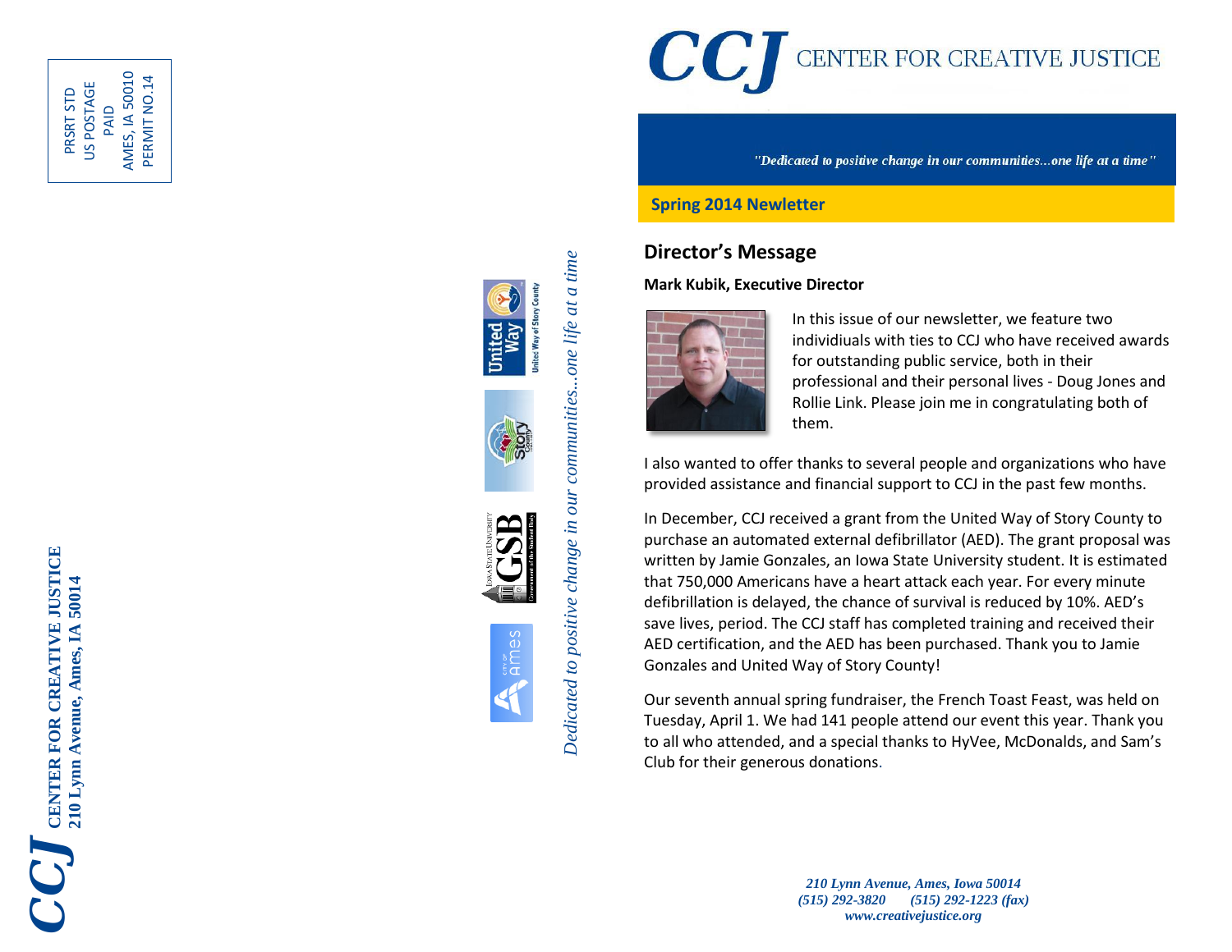PRSRT STD
US POSTAGE
PAID
AMES, IA 50010
PERMIT NO.14

**CCJ CENTER FOR CREATIVE JUSTICE**
**210 Lynn Avenue, Ames, IA 50014**

*Dedicated to positive change in our communities...one life at a time*

# CCJ CENTER FOR CREATIVE JUSTICE

*"Dedicated to positive change in our communities...one life at a time"*

**Spring 2014 Newletter**

## Director's Message

**Mark Kubik, Executive Director**

In this issue of our newsletter, we feature two individiuals with ties to CCJ who have received awards for outstanding public service, both in their professional and their personal lives - Doug Jones and Rollie Link. Please join me in congratulating both of them.

I also wanted to offer thanks to several people and organizations who have provided assistance and financial support to CCJ in the past few months.

In December, CCJ received a grant from the United Way of Story County to purchase an automated external defibrillator (AED). The grant proposal was written by Jamie Gonzales, an Iowa State University student. It is estimated that 750,000 Americans have a heart attack each year. For every minute defibrillation is delayed, the chance of survival is reduced by 10%. AED's save lives, period. The CCJ staff has completed training and received their AED certification, and the AED has been purchased. Thank you to Jamie Gonzales and United Way of Story County!

Our seventh annual spring fundraiser, the French Toast Feast, was held on Tuesday, April 1. We had 141 people attend our event this year. Thank you to all who attended, and a special thanks to HyVee, McDonalds, and Sam's Club for their generous donations.

*210 Lynn Avenue, Ames, Iowa 50014*
*(515) 292-3820 (515) 292-1223 (fax)*
*www.creativejustice.org*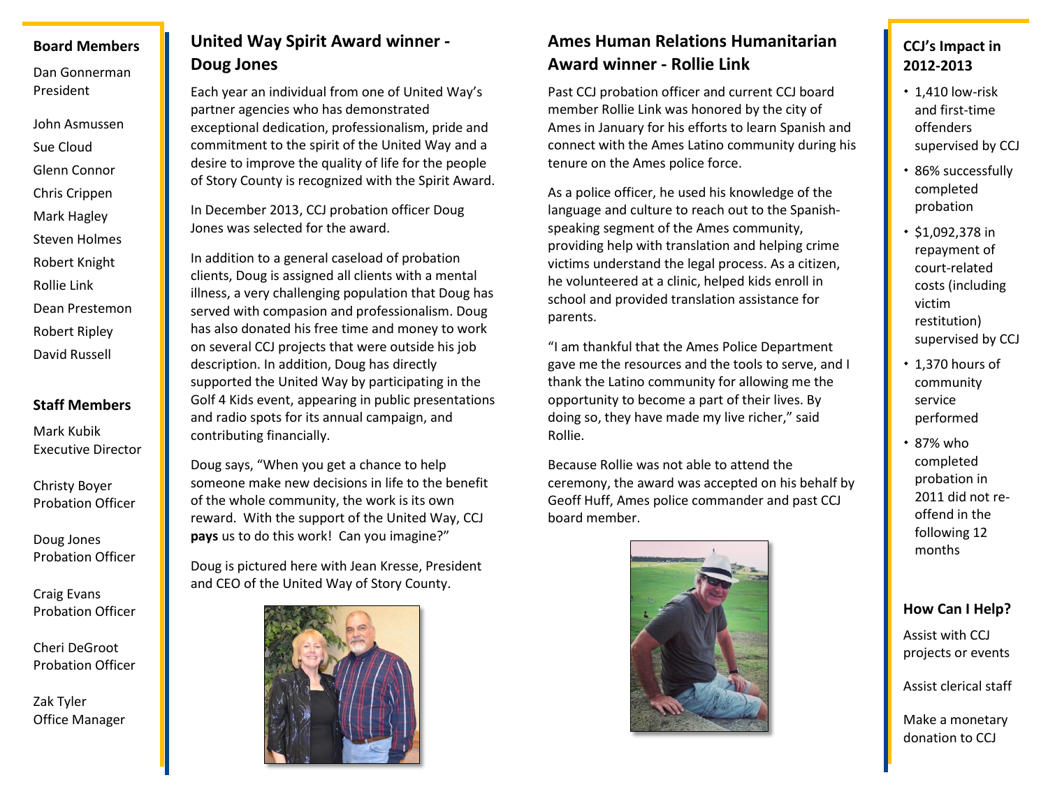## Board Members

Dan Gonnerman
President

John Asmussen

Sue Cloud

Glenn Connor

Chris Crippen

Mark Hagley

Steven Holmes

Robert Knight

Rollie Link

Dean Prestemon

Robert Ripley

David Russell

## Staff Members

Mark Kubik
Executive Director

Christy Boyer
Probation Officer

Doug Jones
Probation Officer

Craig Evans
Probation Officer

Cheri DeGroot
Probation Officer

Zak Tyler
Office Manager

## United Way Spirit Award winner - Doug Jones

Each year an individual from one of United Way's partner agencies who has demonstrated exceptional dedication, professionalism, pride and commitment to the spirit of the United Way and a desire to improve the quality of life for the people of Story County is recognized with the Spirit Award.

In December 2013, CCJ probation officer Doug Jones was selected for the award.

In addition to a general caseload of probation clients, Doug is assigned all clients with a mental illness, a very challenging population that Doug has served with compasion and professionalism. Doug has also donated his free time and money to work on several CCJ projects that were outside his job description. In addition, Doug has directly supported the United Way by participating in the Golf 4 Kids event, appearing in public presentations and radio spots for its annual campaign, and contributing financially.

Doug says, "When you get a chance to help someone make new decisions in life to the benefit of the whole community, the work is its own reward. With the support of the United Way, CCJ **pays** us to do this work! Can you imagine?"

Doug is pictured here with Jean Kresse, President and CEO of the United Way of Story County.

## Ames Human Relations Humanitarian Award winner - Rollie Link

Past CCJ probation officer and current CCJ board member Rollie Link was honored by the city of Ames in January for his efforts to learn Spanish and connect with the Ames Latino community during his tenure on the Ames police force.

As a police officer, he used his knowledge of the language and culture to reach out to the Spanish-speaking segment of the Ames community, providing help with translation and helping crime victims understand the legal process. As a citizen, he volunteered at a clinic, helped kids enroll in school and provided translation assistance for parents.

"I am thankful that the Ames Police Department gave me the resources and the tools to serve, and I thank the Latino community for allowing me the opportunity to become a part of their lives. By doing so, they have made my live richer," said Rollie.

Because Rollie was not able to attend the ceremony, the award was accepted on his behalf by Geoff Huff, Ames police commander and past CCJ board member.

## CCJ's Impact in 2012-2013

- 1,410 low-risk and first-time offenders supervised by CCJ
- 86% successfully completed probation
- $1,092,378 in repayment of court-related costs (including victim restitution) supervised by CCJ
- 1,370 hours of community service performed
- 87% who completed probation in 2011 did not re-offend in the following 12 months

## How Can I Help?

Assist with CCJ projects or events

Assist clerical staff

Make a monetary donation to CCJ